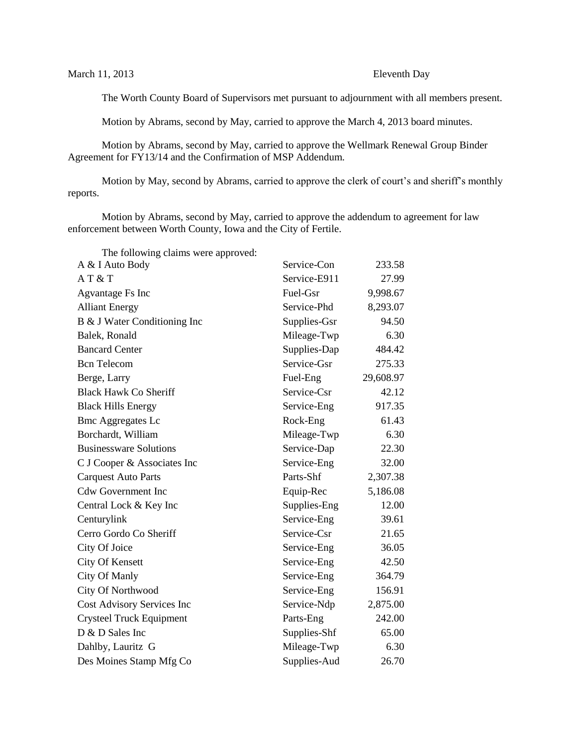March 11, 2013 Eleventh Day

The Worth County Board of Supervisors met pursuant to adjournment with all members present.

Motion by Abrams, second by May, carried to approve the March 4, 2013 board minutes.

Motion by Abrams, second by May, carried to approve the Wellmark Renewal Group Binder Agreement for FY13/14 and the Confirmation of MSP Addendum.

Motion by May, second by Abrams, carried to approve the clerk of court's and sheriff's monthly reports.

Motion by Abrams, second by May, carried to approve the addendum to agreement for law enforcement between Worth County, Iowa and the City of Fertile.

The following claims were approved:

| | | |
|---|---|---|
| A & I Auto Body | Service-Con | 233.58 |
| A T & T | Service-E911 | 27.99 |
| Agvantage Fs Inc | Fuel-Gsr | 9,998.67 |
| Alliant Energy | Service-Phd | 8,293.07 |
| B & J Water Conditioning Inc | Supplies-Gsr | 94.50 |
| Balek, Ronald | Mileage-Twp | 6.30 |
| Bancard Center | Supplies-Dap | 484.42 |
| Bcn Telecom | Service-Gsr | 275.33 |
| Berge, Larry | Fuel-Eng | 29,608.97 |
| Black Hawk Co Sheriff | Service-Csr | 42.12 |
| Black Hills Energy | Service-Eng | 917.35 |
| Bmc Aggregates Lc | Rock-Eng | 61.43 |
| Borchardt, William | Mileage-Twp | 6.30 |
| Businessware Solutions | Service-Dap | 22.30 |
| C J Cooper & Associates Inc | Service-Eng | 32.00 |
| Carquest Auto Parts | Parts-Shf | 2,307.38 |
| Cdw Government Inc | Equip-Rec | 5,186.08 |
| Central Lock & Key Inc | Supplies-Eng | 12.00 |
| Centurylink | Service-Eng | 39.61 |
| Cerro Gordo Co Sheriff | Service-Csr | 21.65 |
| City Of Joice | Service-Eng | 36.05 |
| City Of Kensett | Service-Eng | 42.50 |
| City Of Manly | Service-Eng | 364.79 |
| City Of Northwood | Service-Eng | 156.91 |
| Cost Advisory Services Inc | Service-Ndp | 2,875.00 |
| Crysteel Truck Equipment | Parts-Eng | 242.00 |
| D & D Sales Inc | Supplies-Shf | 65.00 |
| Dahlby, Lauritz G | Mileage-Twp | 6.30 |
| Des Moines Stamp Mfg Co | Supplies-Aud | 26.70 |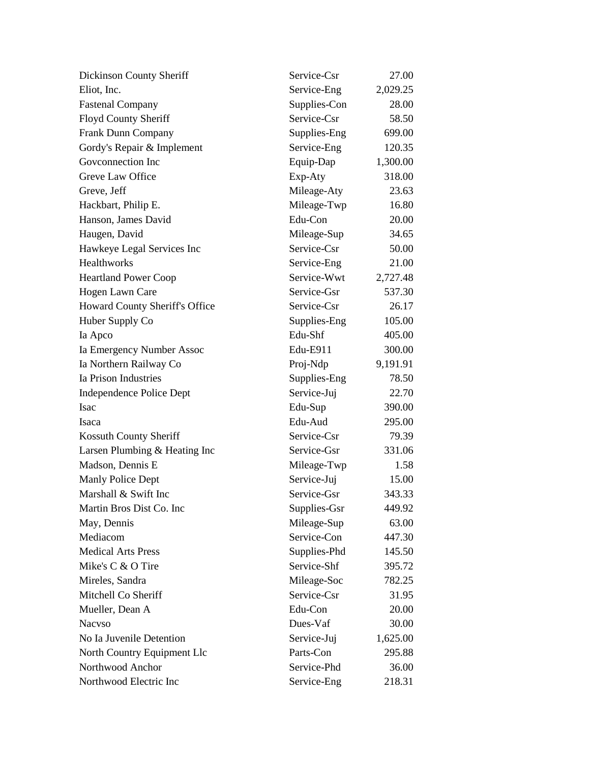| | | |
|---|---|---|
| Dickinson County Sheriff | Service-Csr | 27.00 |
| Eliot, Inc. | Service-Eng | 2,029.25 |
| Fastenal Company | Supplies-Con | 28.00 |
| Floyd County Sheriff | Service-Csr | 58.50 |
| Frank Dunn Company | Supplies-Eng | 699.00 |
| Gordy's Repair & Implement | Service-Eng | 120.35 |
| Govconnection Inc | Equip-Dap | 1,300.00 |
| Greve Law Office | Exp-Aty | 318.00 |
| Greve, Jeff | Mileage-Aty | 23.63 |
| Hackbart, Philip E. | Mileage-Twp | 16.80 |
| Hanson, James David | Edu-Con | 20.00 |
| Haugen, David | Mileage-Sup | 34.65 |
| Hawkeye Legal Services Inc | Service-Csr | 50.00 |
| Healthworks | Service-Eng | 21.00 |
| Heartland Power Coop | Service-Wwt | 2,727.48 |
| Hogen Lawn Care | Service-Gsr | 537.30 |
| Howard County Sheriff's Office | Service-Csr | 26.17 |
| Huber Supply Co | Supplies-Eng | 105.00 |
| Ia Apco | Edu-Shf | 405.00 |
| Ia Emergency Number Assoc | Edu-E911 | 300.00 |
| Ia Northern Railway Co | Proj-Ndp | 9,191.91 |
| Ia Prison Industries | Supplies-Eng | 78.50 |
| Independence Police Dept | Service-Juj | 22.70 |
| Isac | Edu-Sup | 390.00 |
| Isaca | Edu-Aud | 295.00 |
| Kossuth County Sheriff | Service-Csr | 79.39 |
| Larsen Plumbing & Heating Inc | Service-Gsr | 331.06 |
| Madson, Dennis E | Mileage-Twp | 1.58 |
| Manly Police Dept | Service-Juj | 15.00 |
| Marshall & Swift Inc | Service-Gsr | 343.33 |
| Martin Bros Dist Co. Inc | Supplies-Gsr | 449.92 |
| May, Dennis | Mileage-Sup | 63.00 |
| Mediacom | Service-Con | 447.30 |
| Medical Arts Press | Supplies-Phd | 145.50 |
| Mike's C & O Tire | Service-Shf | 395.72 |
| Mireles, Sandra | Mileage-Soc | 782.25 |
| Mitchell Co Sheriff | Service-Csr | 31.95 |
| Mueller, Dean A | Edu-Con | 20.00 |
| Nacvso | Dues-Vaf | 30.00 |
| No Ia Juvenile Detention | Service-Juj | 1,625.00 |
| North Country Equipment Llc | Parts-Con | 295.88 |
| Northwood Anchor | Service-Phd | 36.00 |
| Northwood Electric Inc | Service-Eng | 218.31 |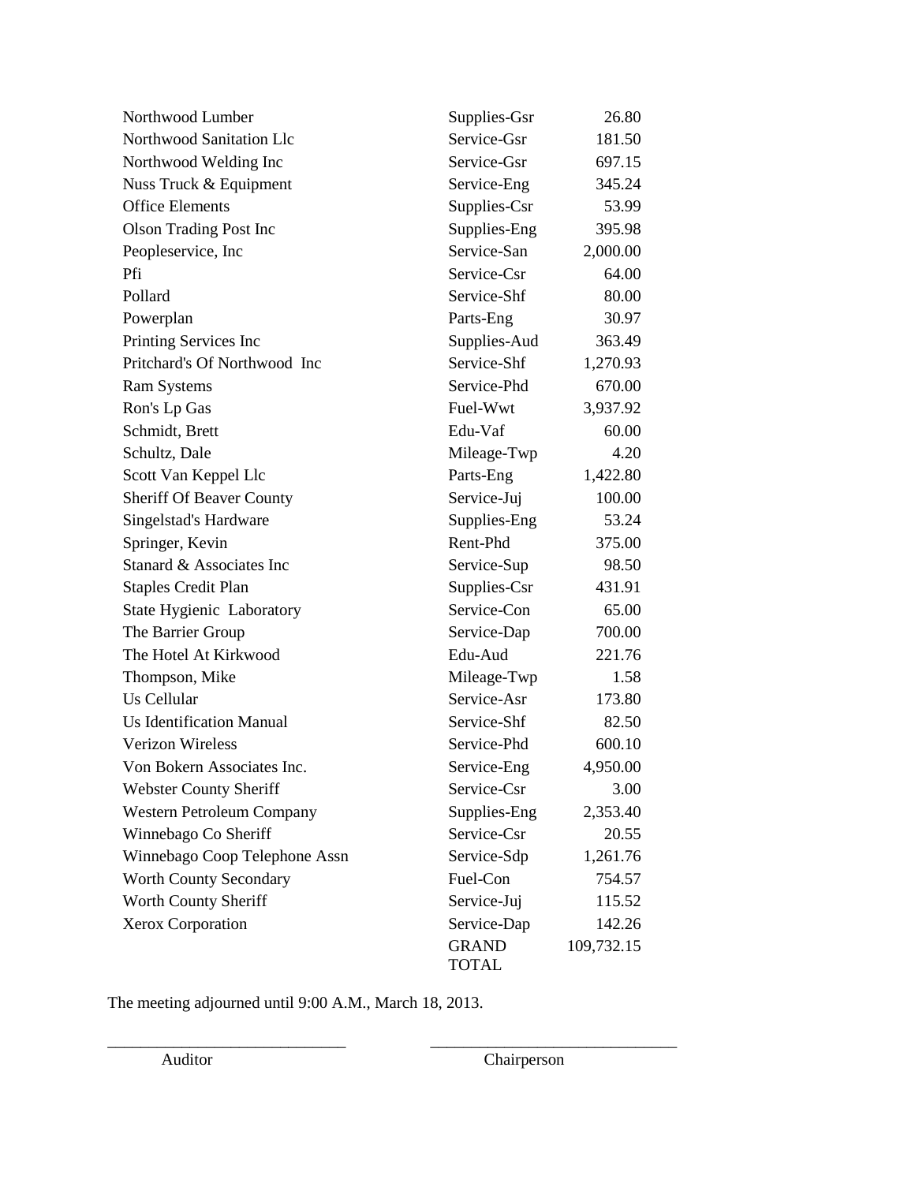| | | |
|---|---|---|
| Northwood Lumber | Supplies-Gsr | 26.80 |
| Northwood Sanitation Llc | Service-Gsr | 181.50 |
| Northwood Welding Inc | Service-Gsr | 697.15 |
| Nuss Truck & Equipment | Service-Eng | 345.24 |
| Office Elements | Supplies-Csr | 53.99 |
| Olson Trading Post Inc | Supplies-Eng | 395.98 |
| Peopleservice, Inc | Service-San | 2,000.00 |
| Pfi | Service-Csr | 64.00 |
| Pollard | Service-Shf | 80.00 |
| Powerplan | Parts-Eng | 30.97 |
| Printing Services Inc | Supplies-Aud | 363.49 |
| Pritchard's Of Northwood Inc | Service-Shf | 1,270.93 |
| Ram Systems | Service-Phd | 670.00 |
| Ron's Lp Gas | Fuel-Wwt | 3,937.92 |
| Schmidt, Brett | Edu-Vaf | 60.00 |
| Schultz, Dale | Mileage-Twp | 4.20 |
| Scott Van Keppel Llc | Parts-Eng | 1,422.80 |
| Sheriff Of Beaver County | Service-Juj | 100.00 |
| Singelstad's Hardware | Supplies-Eng | 53.24 |
| Springer, Kevin | Rent-Phd | 375.00 |
| Stanard & Associates Inc | Service-Sup | 98.50 |
| Staples Credit Plan | Supplies-Csr | 431.91 |
| State Hygienic Laboratory | Service-Con | 65.00 |
| The Barrier Group | Service-Dap | 700.00 |
| The Hotel At Kirkwood | Edu-Aud | 221.76 |
| Thompson, Mike | Mileage-Twp | 1.58 |
| Us Cellular | Service-Asr | 173.80 |
| Us Identification Manual | Service-Shf | 82.50 |
| Verizon Wireless | Service-Phd | 600.10 |
| Von Bokern Associates Inc. | Service-Eng | 4,950.00 |
| Webster County Sheriff | Service-Csr | 3.00 |
| Western Petroleum Company | Supplies-Eng | 2,353.40 |
| Winnebago Co Sheriff | Service-Csr | 20.55 |
| Winnebago Coop Telephone Assn | Service-Sdp | 1,261.76 |
| Worth County Secondary | Fuel-Con | 754.57 |
| Worth County Sheriff | Service-Juj | 115.52 |
| Xerox Corporation | Service-Dap | 142.26 |
| | GRAND TOTAL | 109,732.15 |

The meeting adjourned until 9:00 A.M., March 18, 2013.

_____________________________ _____________________________

Auditor Chairperson